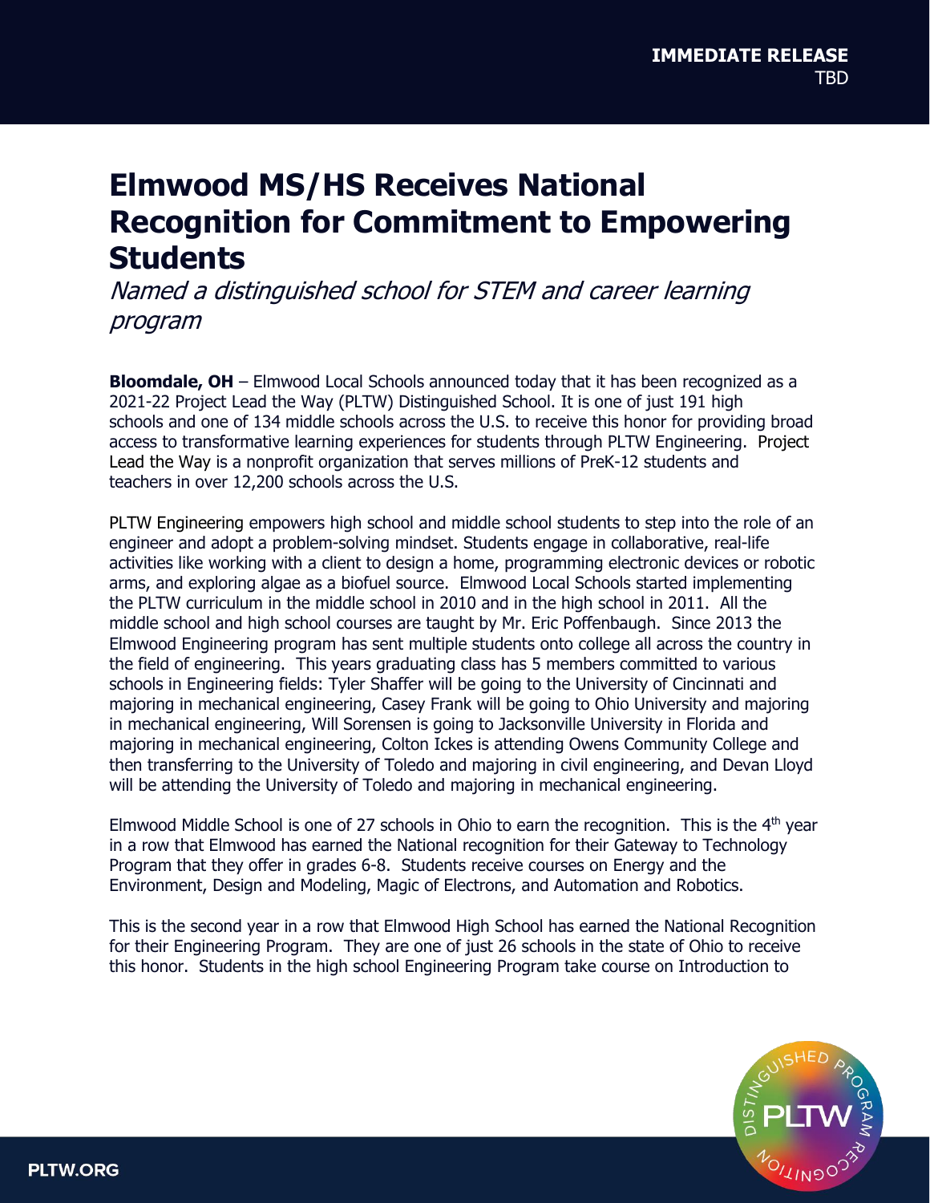**IMMEDIATE RELEASE**
TBD

# Elmwood MS/HS Receives National Recognition for Commitment to Empowering Students

*Named a distinguished school for STEM and career learning program*

**Bloomdale, OH** – Elmwood Local Schools announced today that it has been recognized as a 2021-22 Project Lead the Way (PLTW) Distinguished School. It is one of just 191 high schools and one of 134 middle schools across the U.S. to receive this honor for providing broad access to transformative learning experiences for students through PLTW Engineering. Project Lead the Way is a nonprofit organization that serves millions of PreK-12 students and teachers in over 12,200 schools across the U.S.

PLTW Engineering empowers high school and middle school students to step into the role of an engineer and adopt a problem-solving mindset. Students engage in collaborative, real-life activities like working with a client to design a home, programming electronic devices or robotic arms, and exploring algae as a biofuel source. Elmwood Local Schools started implementing the PLTW curriculum in the middle school in 2010 and in the high school in 2011. All the middle school and high school courses are taught by Mr. Eric Poffenbaugh. Since 2013 the Elmwood Engineering program has sent multiple students onto college all across the country in the field of engineering. This years graduating class has 5 members committed to various schools in Engineering fields: Tyler Shaffer will be going to the University of Cincinnati and majoring in mechanical engineering, Casey Frank will be going to Ohio University and majoring in mechanical engineering, Will Sorensen is going to Jacksonville University in Florida and majoring in mechanical engineering, Colton Ickes is attending Owens Community College and then transferring to the University of Toledo and majoring in civil engineering, and Devan Lloyd will be attending the University of Toledo and majoring in mechanical engineering.

Elmwood Middle School is one of 27 schools in Ohio to earn the recognition. This is the 4th year in a row that Elmwood has earned the National recognition for their Gateway to Technology Program that they offer in grades 6-8. Students receive courses on Energy and the Environment, Design and Modeling, Magic of Electrons, and Automation and Robotics.

This is the second year in a row that Elmwood High School has earned the National Recognition for their Engineering Program. They are one of just 26 schools in the state of Ohio to receive this honor. Students in the high school Engineering Program take course on Introduction to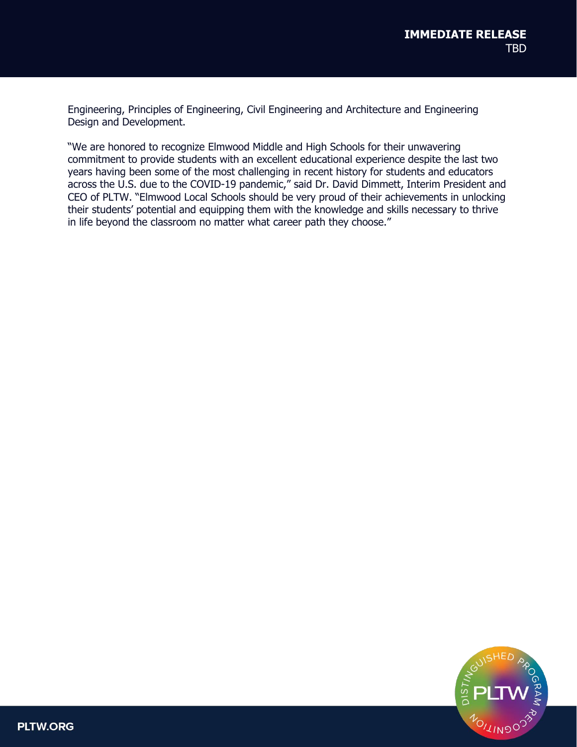Engineering, Principles of Engineering, Civil Engineering and Architecture and Engineering Design and Development.

"We are honored to recognize Elmwood Middle and High Schools for their unwavering commitment to provide students with an excellent educational experience despite the last two years having been some of the most challenging in recent history for students and educators across the U.S. due to the COVID-19 pandemic," said Dr. David Dimmett, Interim President and CEO of PLTW. "Elmwood Local Schools should be very proud of their achievements in unlocking their students' potential and equipping them with the knowledge and skills necessary to thrive in life beyond the classroom no matter what career path they choose."